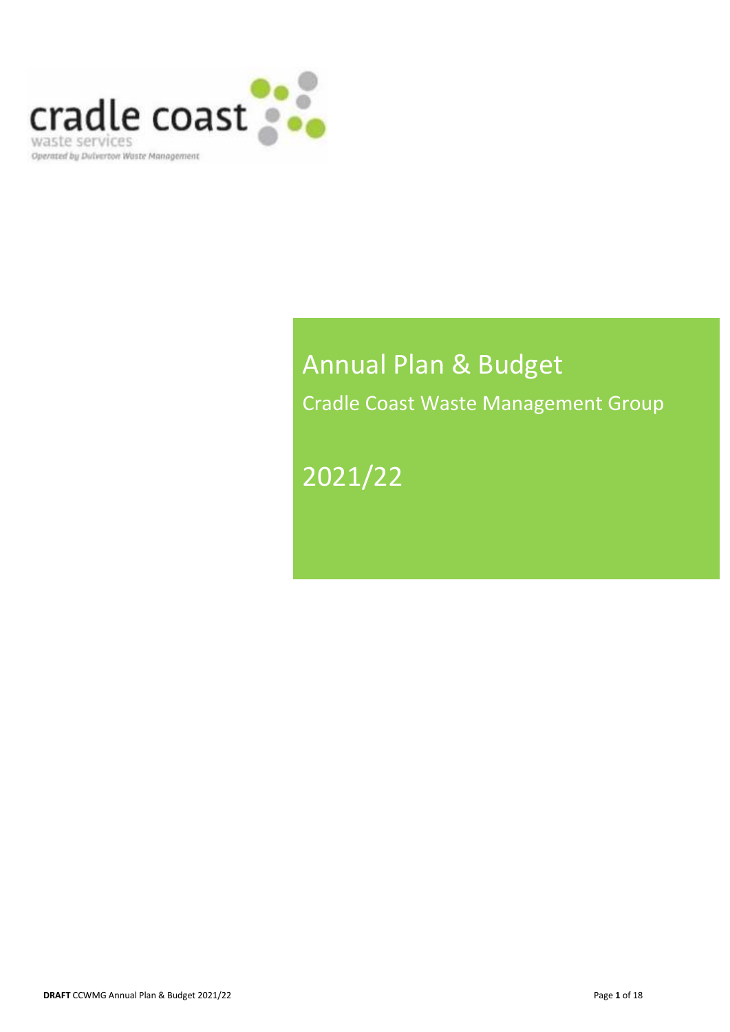cradle coast

waste services

Operated by Dulverton Waste Management

# Annual Plan & Budget

## Cradle Coast Waste Management Group

## 2021/22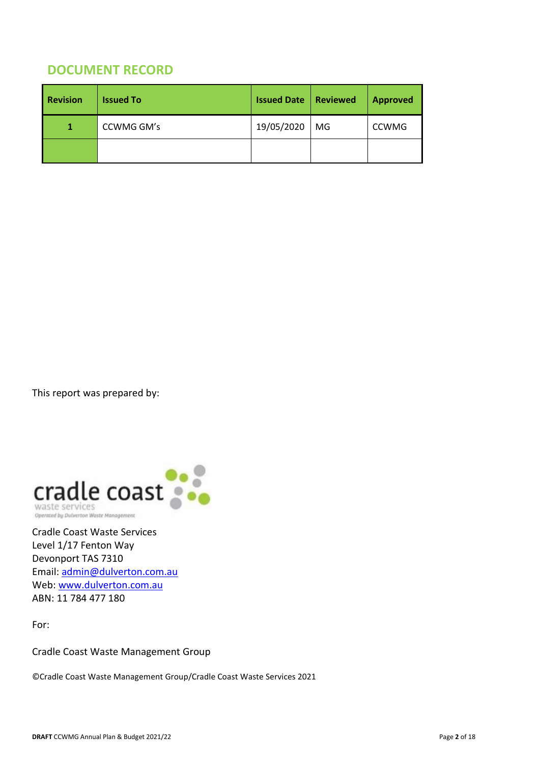## DOCUMENT RECORD

| Revision | Issued To | Issued Date | Reviewed | Approved |
|---|---|---|---|---|
| 1 | CCWMG GM's | 19/05/2020 | MG | CCWMG |
| | | | | |

This report was prepared by:

Cradle Coast Waste Services
Level 1/17 Fenton Way
Devonport TAS 7310
Email: admin@dulverton.com.au
Web: www.dulverton.com.au
ABN: 11 784 477 180

For:

Cradle Coast Waste Management Group

©Cradle Coast Waste Management Group/Cradle Coast Waste Services 2021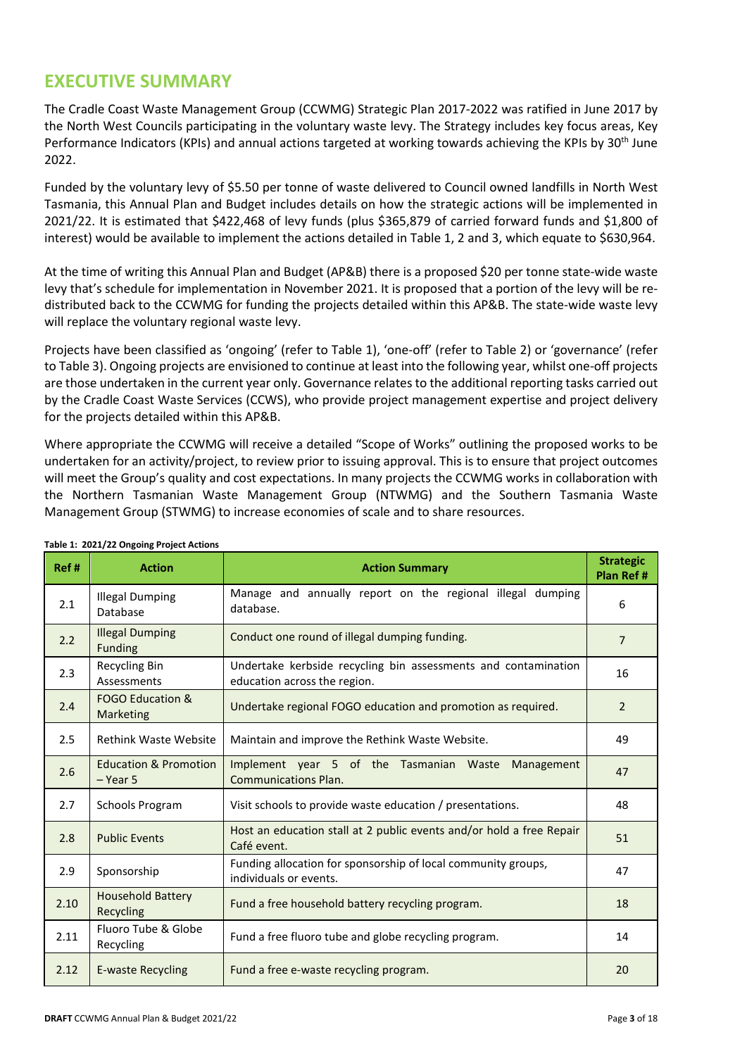# EXECUTIVE SUMMARY

The Cradle Coast Waste Management Group (CCWMG) Strategic Plan 2017-2022 was ratified in June 2017 by the North West Councils participating in the voluntary waste levy. The Strategy includes key focus areas, Key Performance Indicators (KPIs) and annual actions targeted at working towards achieving the KPIs by 30th June 2022.

Funded by the voluntary levy of $5.50 per tonne of waste delivered to Council owned landfills in North West Tasmania, this Annual Plan and Budget includes details on how the strategic actions will be implemented in 2021/22. It is estimated that $422,468 of levy funds (plus $365,879 of carried forward funds and $1,800 of interest) would be available to implement the actions detailed in Table 1, 2 and 3, which equate to $630,964.

At the time of writing this Annual Plan and Budget (AP&B) there is a proposed $20 per tonne state-wide waste levy that's schedule for implementation in November 2021. It is proposed that a portion of the levy will be re-distributed back to the CCWMG for funding the projects detailed within this AP&B. The state-wide waste levy will replace the voluntary regional waste levy.

Projects have been classified as 'ongoing' (refer to Table 1), 'one-off' (refer to Table 2) or 'governance' (refer to Table 3). Ongoing projects are envisioned to continue at least into the following year, whilst one-off projects are those undertaken in the current year only. Governance relates to the additional reporting tasks carried out by the Cradle Coast Waste Services (CCWS), who provide project management expertise and project delivery for the projects detailed within this AP&B.

Where appropriate the CCWMG will receive a detailed "Scope of Works" outlining the proposed works to be undertaken for an activity/project, to review prior to issuing approval. This is to ensure that project outcomes will meet the Group's quality and cost expectations. In many projects the CCWMG works in collaboration with the Northern Tasmanian Waste Management Group (NTWMG) and the Southern Tasmania Waste Management Group (STWMG) to increase economies of scale and to share resources.

**Table 1: 2021/22 Ongoing Project Actions**

| Ref # | Action | Action Summary | Strategic Plan Ref # |
|---|---|---|---|
| 2.1 | Illegal Dumping Database | Manage and annually report on the regional illegal dumping database. | 6 |
| 2.2 | Illegal Dumping Funding | Conduct one round of illegal dumping funding. | 7 |
| 2.3 | Recycling Bin Assessments | Undertake kerbside recycling bin assessments and contamination education across the region. | 16 |
| 2.4 | FOGO Education & Marketing | Undertake regional FOGO education and promotion as required. | 2 |
| 2.5 | Rethink Waste Website | Maintain and improve the Rethink Waste Website. | 49 |
| 2.6 | Education & Promotion – Year 5 | Implement year 5 of the Tasmanian Waste Management Communications Plan. | 47 |
| 2.7 | Schools Program | Visit schools to provide waste education / presentations. | 48 |
| 2.8 | Public Events | Host an education stall at 2 public events and/or hold a free Repair Café event. | 51 |
| 2.9 | Sponsorship | Funding allocation for sponsorship of local community groups, individuals or events. | 47 |
| 2.10 | Household Battery Recycling | Fund a free household battery recycling program. | 18 |
| 2.11 | Fluoro Tube & Globe Recycling | Fund a free fluoro tube and globe recycling program. | 14 |
| 2.12 | E-waste Recycling | Fund a free e-waste recycling program. | 20 |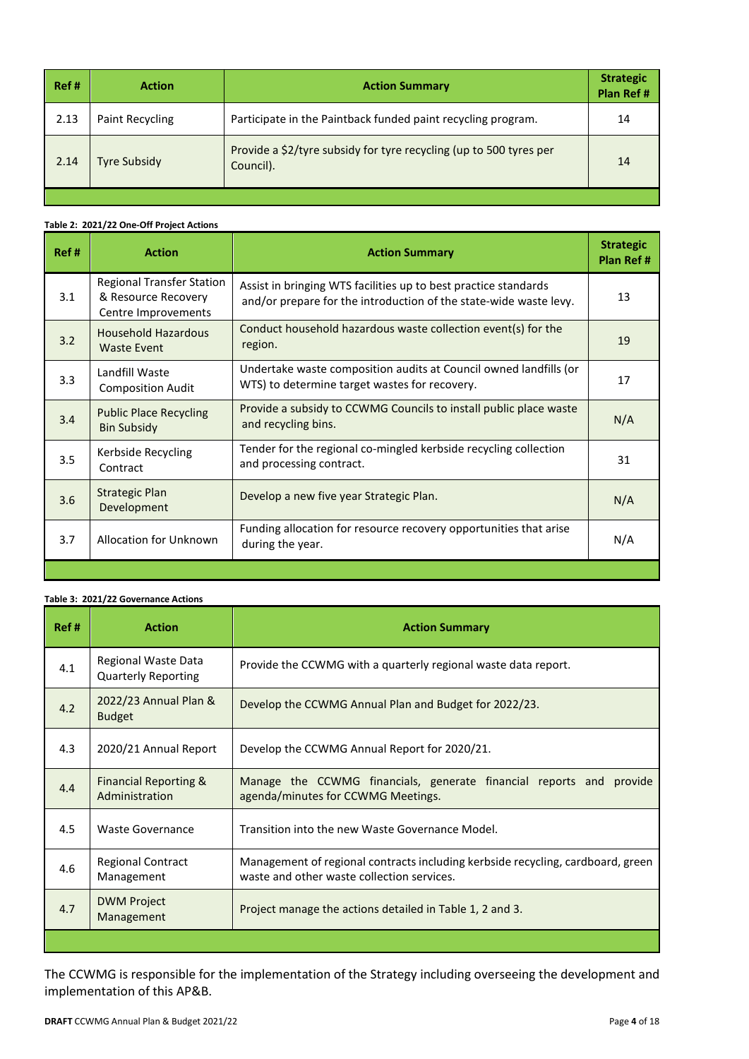| Ref # | Action | Action Summary | Strategic Plan Ref # |
|---|---|---|---|
| 2.13 | Paint Recycling | Participate in the Paintback funded paint recycling program. | 14 |
| 2.14 | Tyre Subsidy | Provide a $2/tyre subsidy for tyre recycling (up to 500 tyres per Council). | 14 |

**Table 2: 2021/22 One-Off Project Actions**

| Ref # | Action | Action Summary | Strategic Plan Ref # |
|---|---|---|---|
| 3.1 | Regional Transfer Station & Resource Recovery Centre Improvements | Assist in bringing WTS facilities up to best practice standards and/or prepare for the introduction of the state-wide waste levy. | 13 |
| 3.2 | Household Hazardous Waste Event | Conduct household hazardous waste collection event(s) for the region. | 19 |
| 3.3 | Landfill Waste Composition Audit | Undertake waste composition audits at Council owned landfills (or WTS) to determine target wastes for recovery. | 17 |
| 3.4 | Public Place Recycling Bin Subsidy | Provide a subsidy to CCWMG Councils to install public place waste and recycling bins. | N/A |
| 3.5 | Kerbside Recycling Contract | Tender for the regional co-mingled kerbside recycling collection and processing contract. | 31 |
| 3.6 | Strategic Plan Development | Develop a new five year Strategic Plan. | N/A |
| 3.7 | Allocation for Unknown | Funding allocation for resource recovery opportunities that arise during the year. | N/A |

**Table 3: 2021/22 Governance Actions**

| Ref # | Action | Action Summary |
|---|---|---|
| 4.1 | Regional Waste Data Quarterly Reporting | Provide the CCWMG with a quarterly regional waste data report. |
| 4.2 | 2022/23 Annual Plan & Budget | Develop the CCWMG Annual Plan and Budget for 2022/23. |
| 4.3 | 2020/21 Annual Report | Develop the CCWMG Annual Report for 2020/21. |
| 4.4 | Financial Reporting & Administration | Manage the CCWMG financials, generate financial reports and provide agenda/minutes for CCWMG Meetings. |
| 4.5 | Waste Governance | Transition into the new Waste Governance Model. |
| 4.6 | Regional Contract Management | Management of regional contracts including kerbside recycling, cardboard, green waste and other waste collection services. |
| 4.7 | DWM Project Management | Project manage the actions detailed in Table 1, 2 and 3. |

The CCWMG is responsible for the implementation of the Strategy including overseeing the development and implementation of this AP&B.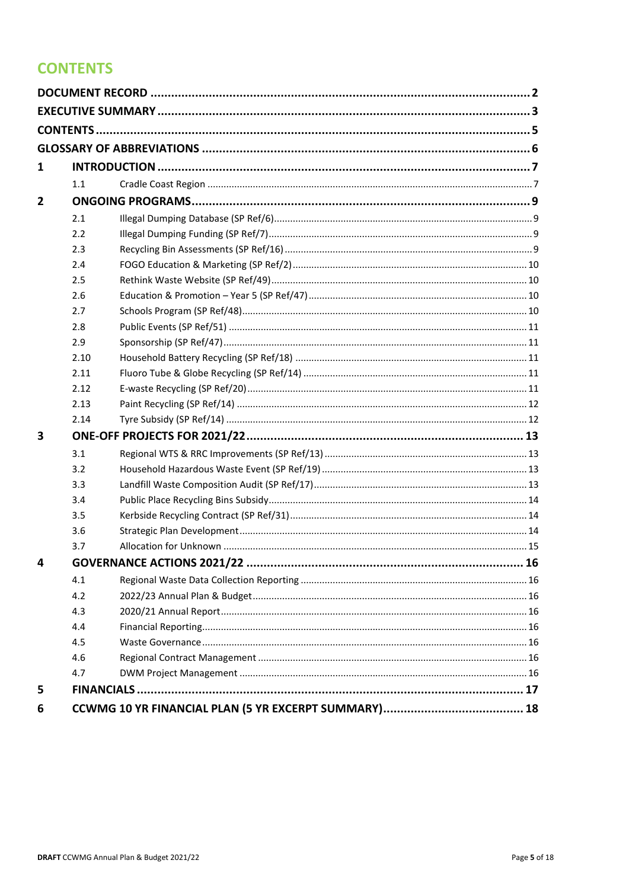# CONTENTS

| | | |
|---|---|---|
| **DOCUMENT RECORD** | | **2** |
| **EXECUTIVE SUMMARY** | | **3** |
| **CONTENTS** | | **5** |
| **GLOSSARY OF ABBREVIATIONS** | | **6** |
| **1** | **INTRODUCTION** | **7** |
| 1.1 | Cradle Coast Region | 7 |
| **2** | **ONGOING PROGRAMS** | **9** |
| 2.1 | Illegal Dumping Database (SP Ref/6) | 9 |
| 2.2 | Illegal Dumping Funding (SP Ref/7) | 9 |
| 2.3 | Recycling Bin Assessments (SP Ref/16) | 9 |
| 2.4 | FOGO Education & Marketing (SP Ref/2) | 10 |
| 2.5 | Rethink Waste Website (SP Ref/49) | 10 |
| 2.6 | Education & Promotion – Year 5 (SP Ref/47) | 10 |
| 2.7 | Schools Program (SP Ref/48) | 10 |
| 2.8 | Public Events (SP Ref/51) | 11 |
| 2.9 | Sponsorship (SP Ref/47) | 11 |
| 2.10 | Household Battery Recycling (SP Ref/18) | 11 |
| 2.11 | Fluoro Tube & Globe Recycling (SP Ref/14) | 11 |
| 2.12 | E-waste Recycling (SP Ref/20) | 11 |
| 2.13 | Paint Recycling (SP Ref/14) | 12 |
| 2.14 | Tyre Subsidy (SP Ref/14) | 12 |
| **3** | **ONE-OFF PROJECTS FOR 2021/22** | **13** |
| 3.1 | Regional WTS & RRC Improvements (SP Ref/13) | 13 |
| 3.2 | Household Hazardous Waste Event (SP Ref/19) | 13 |
| 3.3 | Landfill Waste Composition Audit (SP Ref/17) | 13 |
| 3.4 | Public Place Recycling Bins Subsidy | 14 |
| 3.5 | Kerbside Recycling Contract (SP Ref/31) | 14 |
| 3.6 | Strategic Plan Development | 14 |
| 3.7 | Allocation for Unknown | 15 |
| **4** | **GOVERNANCE ACTIONS 2021/22** | **16** |
| 4.1 | Regional Waste Data Collection Reporting | 16 |
| 4.2 | 2022/23 Annual Plan & Budget | 16 |
| 4.3 | 2020/21 Annual Report | 16 |
| 4.4 | Financial Reporting | 16 |
| 4.5 | Waste Governance | 16 |
| 4.6 | Regional Contract Management | 16 |
| 4.7 | DWM Project Management | 16 |
| **5** | **FINANCIALS** | **17** |
| **6** | **CCWMG 10 YR FINANCIAL PLAN (5 YR EXCERPT SUMMARY)** | **18** |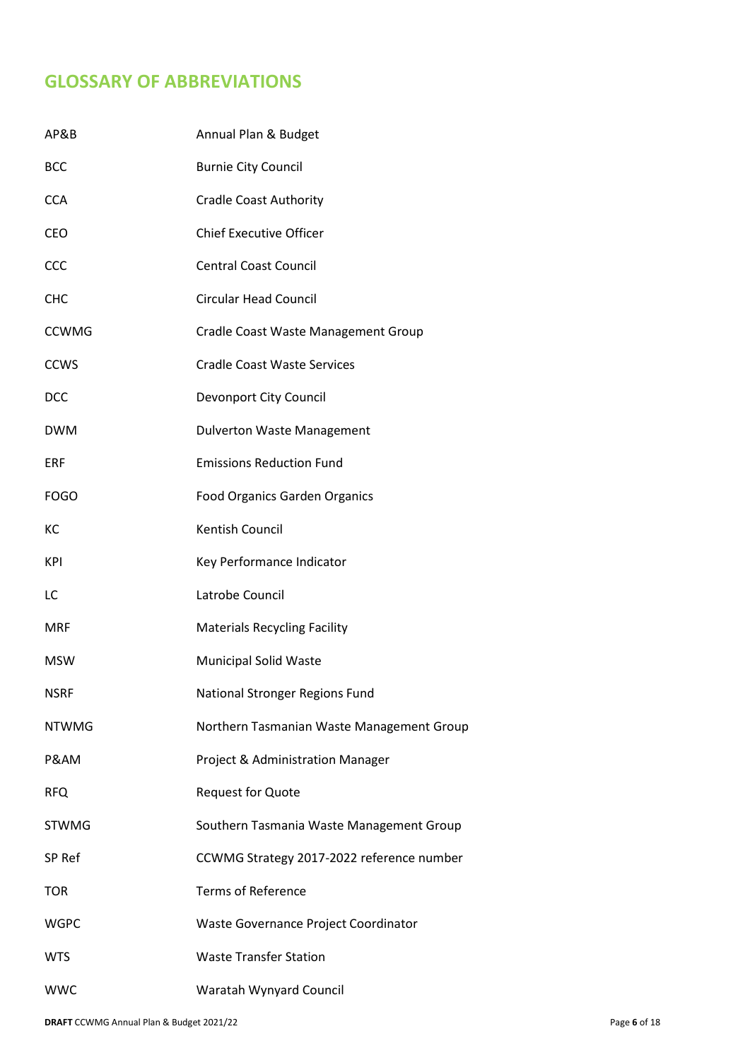## GLOSSARY OF ABBREVIATIONS

| | |
|---|---|
| AP&B | Annual Plan & Budget |
| BCC | Burnie City Council |
| CCA | Cradle Coast Authority |
| CEO | Chief Executive Officer |
| CCC | Central Coast Council |
| CHC | Circular Head Council |
| CCWMG | Cradle Coast Waste Management Group |
| CCWS | Cradle Coast Waste Services |
| DCC | Devonport City Council |
| DWM | Dulverton Waste Management |
| ERF | Emissions Reduction Fund |
| FOGO | Food Organics Garden Organics |
| KC | Kentish Council |
| KPI | Key Performance Indicator |
| LC | Latrobe Council |
| MRF | Materials Recycling Facility |
| MSW | Municipal Solid Waste |
| NSRF | National Stronger Regions Fund |
| NTWMG | Northern Tasmanian Waste Management Group |
| P&AM | Project & Administration Manager |
| RFQ | Request for Quote |
| STWMG | Southern Tasmania Waste Management Group |
| SP Ref | CCWMG Strategy 2017-2022 reference number |
| TOR | Terms of Reference |
| WGPC | Waste Governance Project Coordinator |
| WTS | Waste Transfer Station |
| WWC | Waratah Wynyard Council |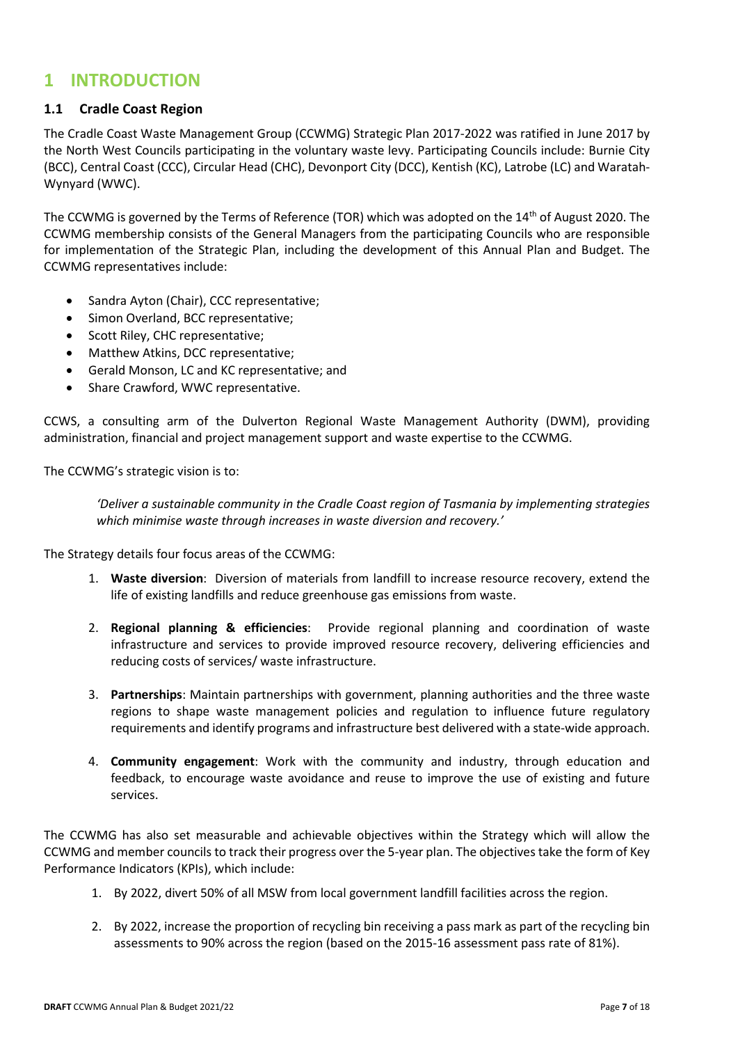# 1 INTRODUCTION

## 1.1 Cradle Coast Region

The Cradle Coast Waste Management Group (CCWMG) Strategic Plan 2017-2022 was ratified in June 2017 by the North West Councils participating in the voluntary waste levy. Participating Councils include: Burnie City (BCC), Central Coast (CCC), Circular Head (CHC), Devonport City (DCC), Kentish (KC), Latrobe (LC) and Waratah-Wynyard (WWC).

The CCWMG is governed by the Terms of Reference (TOR) which was adopted on the 14th of August 2020. The CCWMG membership consists of the General Managers from the participating Councils who are responsible for implementation of the Strategic Plan, including the development of this Annual Plan and Budget. The CCWMG representatives include:

- Sandra Ayton (Chair), CCC representative;
- Simon Overland, BCC representative;
- Scott Riley, CHC representative;
- Matthew Atkins, DCC representative;
- Gerald Monson, LC and KC representative; and
- Share Crawford, WWC representative.

CCWS, a consulting arm of the Dulverton Regional Waste Management Authority (DWM), providing administration, financial and project management support and waste expertise to the CCWMG.

The CCWMG's strategic vision is to:

> *'Deliver a sustainable community in the Cradle Coast region of Tasmania by implementing strategies which minimise waste through increases in waste diversion and recovery.'*

The Strategy details four focus areas of the CCWMG:

1. **Waste diversion**: Diversion of materials from landfill to increase resource recovery, extend the life of existing landfills and reduce greenhouse gas emissions from waste.

2. **Regional planning & efficiencies**: Provide regional planning and coordination of waste infrastructure and services to provide improved resource recovery, delivering efficiencies and reducing costs of services/ waste infrastructure.

3. **Partnerships**: Maintain partnerships with government, planning authorities and the three waste regions to shape waste management policies and regulation to influence future regulatory requirements and identify programs and infrastructure best delivered with a state-wide approach.

4. **Community engagement**: Work with the community and industry, through education and feedback, to encourage waste avoidance and reuse to improve the use of existing and future services.

The CCWMG has also set measurable and achievable objectives within the Strategy which will allow the CCWMG and member councils to track their progress over the 5-year plan. The objectives take the form of Key Performance Indicators (KPIs), which include:

1. By 2022, divert 50% of all MSW from local government landfill facilities across the region.

2. By 2022, increase the proportion of recycling bin receiving a pass mark as part of the recycling bin assessments to 90% across the region (based on the 2015-16 assessment pass rate of 81%).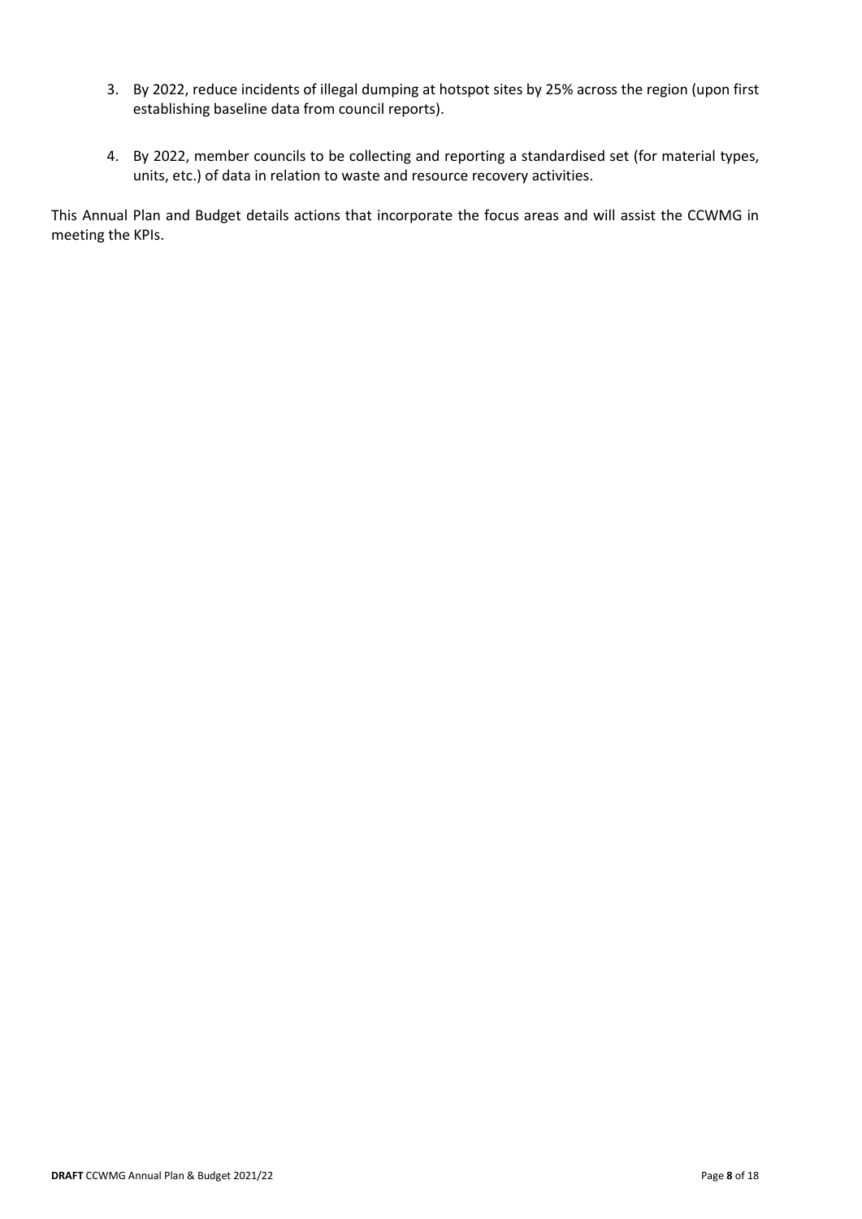3. By 2022, reduce incidents of illegal dumping at hotspot sites by 25% across the region (upon first establishing baseline data from council reports).

4. By 2022, member councils to be collecting and reporting a standardised set (for material types, units, etc.) of data in relation to waste and resource recovery activities.

This Annual Plan and Budget details actions that incorporate the focus areas and will assist the CCWMG in meeting the KPIs.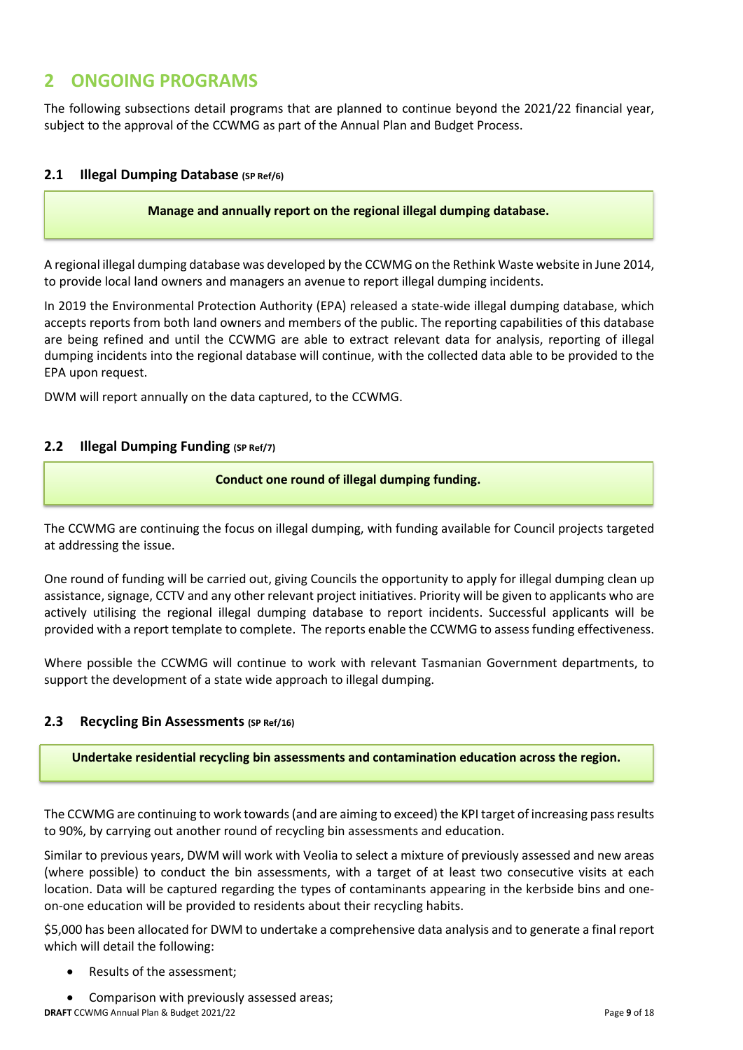# 2 ONGOING PROGRAMS

The following subsections detail programs that are planned to continue beyond the 2021/22 financial year, subject to the approval of the CCWMG as part of the Annual Plan and Budget Process.

## 2.1 Illegal Dumping Database (SP Ref/6)

**Manage and annually report on the regional illegal dumping database.**

A regional illegal dumping database was developed by the CCWMG on the Rethink Waste website in June 2014, to provide local land owners and managers an avenue to report illegal dumping incidents.

In 2019 the Environmental Protection Authority (EPA) released a state-wide illegal dumping database, which accepts reports from both land owners and members of the public. The reporting capabilities of this database are being refined and until the CCWMG are able to extract relevant data for analysis, reporting of illegal dumping incidents into the regional database will continue, with the collected data able to be provided to the EPA upon request.

DWM will report annually on the data captured, to the CCWMG.

## 2.2 Illegal Dumping Funding (SP Ref/7)

**Conduct one round of illegal dumping funding.**

The CCWMG are continuing the focus on illegal dumping, with funding available for Council projects targeted at addressing the issue.

One round of funding will be carried out, giving Councils the opportunity to apply for illegal dumping clean up assistance, signage, CCTV and any other relevant project initiatives. Priority will be given to applicants who are actively utilising the regional illegal dumping database to report incidents. Successful applicants will be provided with a report template to complete. The reports enable the CCWMG to assess funding effectiveness.

Where possible the CCWMG will continue to work with relevant Tasmanian Government departments, to support the development of a state wide approach to illegal dumping.

## 2.3 Recycling Bin Assessments (SP Ref/16)

**Undertake residential recycling bin assessments and contamination education across the region.**

The CCWMG are continuing to work towards (and are aiming to exceed) the KPI target of increasing pass results to 90%, by carrying out another round of recycling bin assessments and education.

Similar to previous years, DWM will work with Veolia to select a mixture of previously assessed and new areas (where possible) to conduct the bin assessments, with a target of at least two consecutive visits at each location. Data will be captured regarding the types of contaminants appearing in the kerbside bins and one-on-one education will be provided to residents about their recycling habits.

$5,000 has been allocated for DWM to undertake a comprehensive data analysis and to generate a final report which will detail the following:

- Results of the assessment;
- Comparison with previously assessed areas;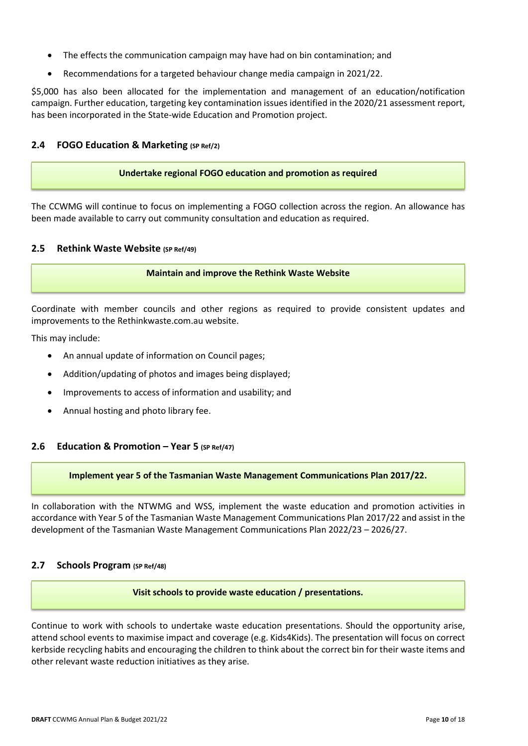- The effects the communication campaign may have had on bin contamination; and
- Recommendations for a targeted behaviour change media campaign in 2021/22.

$5,000 has also been allocated for the implementation and management of an education/notification campaign. Further education, targeting key contamination issues identified in the 2020/21 assessment report, has been incorporated in the State-wide Education and Promotion project.

### 2.4 FOGO Education & Marketing (SP Ref/2)

**Undertake regional FOGO education and promotion as required**

The CCWMG will continue to focus on implementing a FOGO collection across the region. An allowance has been made available to carry out community consultation and education as required.

### 2.5 Rethink Waste Website (SP Ref/49)

**Maintain and improve the Rethink Waste Website**

Coordinate with member councils and other regions as required to provide consistent updates and improvements to the Rethinkwaste.com.au website.

This may include:

- An annual update of information on Council pages;
- Addition/updating of photos and images being displayed;
- Improvements to access of information and usability; and
- Annual hosting and photo library fee.

### 2.6 Education & Promotion – Year 5 (SP Ref/47)

**Implement year 5 of the Tasmanian Waste Management Communications Plan 2017/22.**

In collaboration with the NTWMG and WSS, implement the waste education and promotion activities in accordance with Year 5 of the Tasmanian Waste Management Communications Plan 2017/22 and assist in the development of the Tasmanian Waste Management Communications Plan 2022/23 – 2026/27.

### 2.7 Schools Program (SP Ref/48)

**Visit schools to provide waste education / presentations.**

Continue to work with schools to undertake waste education presentations. Should the opportunity arise, attend school events to maximise impact and coverage (e.g. Kids4Kids). The presentation will focus on correct kerbside recycling habits and encouraging the children to think about the correct bin for their waste items and other relevant waste reduction initiatives as they arise.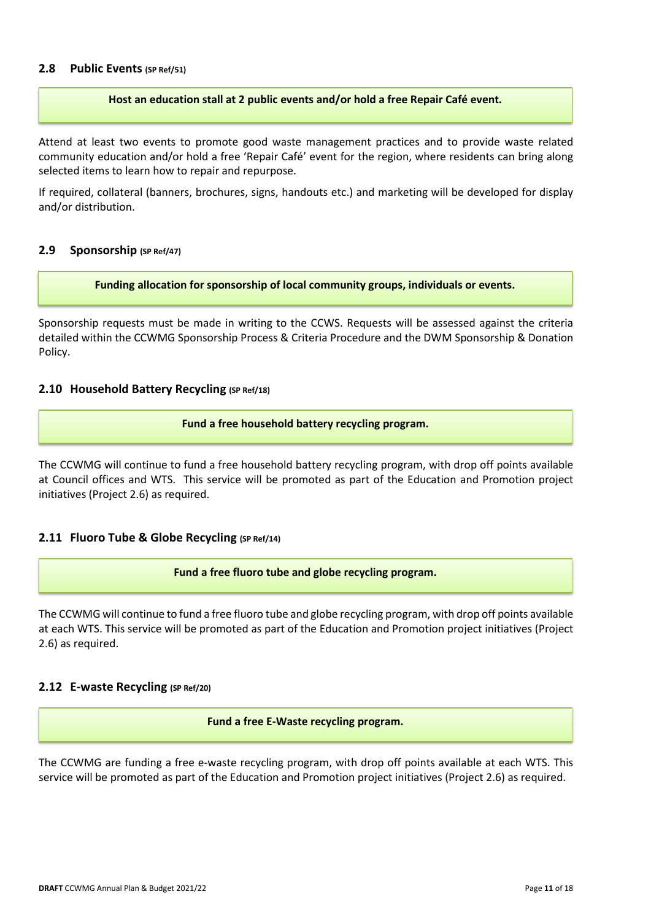## 2.8 Public Events (SP Ref/51)

**Host an education stall at 2 public events and/or hold a free Repair Café event.**

Attend at least two events to promote good waste management practices and to provide waste related community education and/or hold a free 'Repair Café' event for the region, where residents can bring along selected items to learn how to repair and repurpose.

If required, collateral (banners, brochures, signs, handouts etc.) and marketing will be developed for display and/or distribution.

## 2.9 Sponsorship (SP Ref/47)

**Funding allocation for sponsorship of local community groups, individuals or events.**

Sponsorship requests must be made in writing to the CCWS. Requests will be assessed against the criteria detailed within the CCWMG Sponsorship Process & Criteria Procedure and the DWM Sponsorship & Donation Policy.

## 2.10 Household Battery Recycling (SP Ref/18)

**Fund a free household battery recycling program.**

The CCWMG will continue to fund a free household battery recycling program, with drop off points available at Council offices and WTS. This service will be promoted as part of the Education and Promotion project initiatives (Project 2.6) as required.

## 2.11 Fluoro Tube & Globe Recycling (SP Ref/14)

**Fund a free fluoro tube and globe recycling program.**

The CCWMG will continue to fund a free fluoro tube and globe recycling program, with drop off points available at each WTS. This service will be promoted as part of the Education and Promotion project initiatives (Project 2.6) as required.

## 2.12 E-waste Recycling (SP Ref/20)

**Fund a free E-Waste recycling program.**

The CCWMG are funding a free e-waste recycling program, with drop off points available at each WTS. This service will be promoted as part of the Education and Promotion project initiatives (Project 2.6) as required.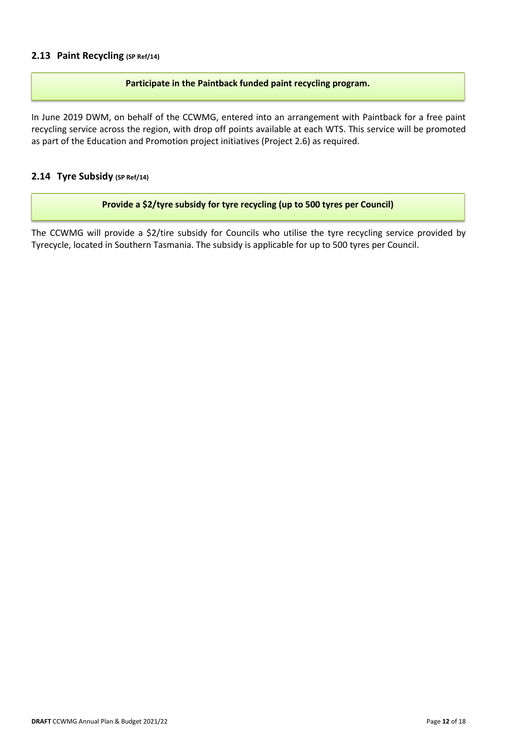## 2.13 Paint Recycling (SP Ref/14)

**Participate in the Paintback funded paint recycling program.**

In June 2019 DWM, on behalf of the CCWMG, entered into an arrangement with Paintback for a free paint recycling service across the region, with drop off points available at each WTS. This service will be promoted as part of the Education and Promotion project initiatives (Project 2.6) as required.

## 2.14 Tyre Subsidy (SP Ref/14)

**Provide a $2/tyre subsidy for tyre recycling (up to 500 tyres per Council)**

The CCWMG will provide a $2/tire subsidy for Councils who utilise the tyre recycling service provided by Tyrecycle, located in Southern Tasmania. The subsidy is applicable for up to 500 tyres per Council.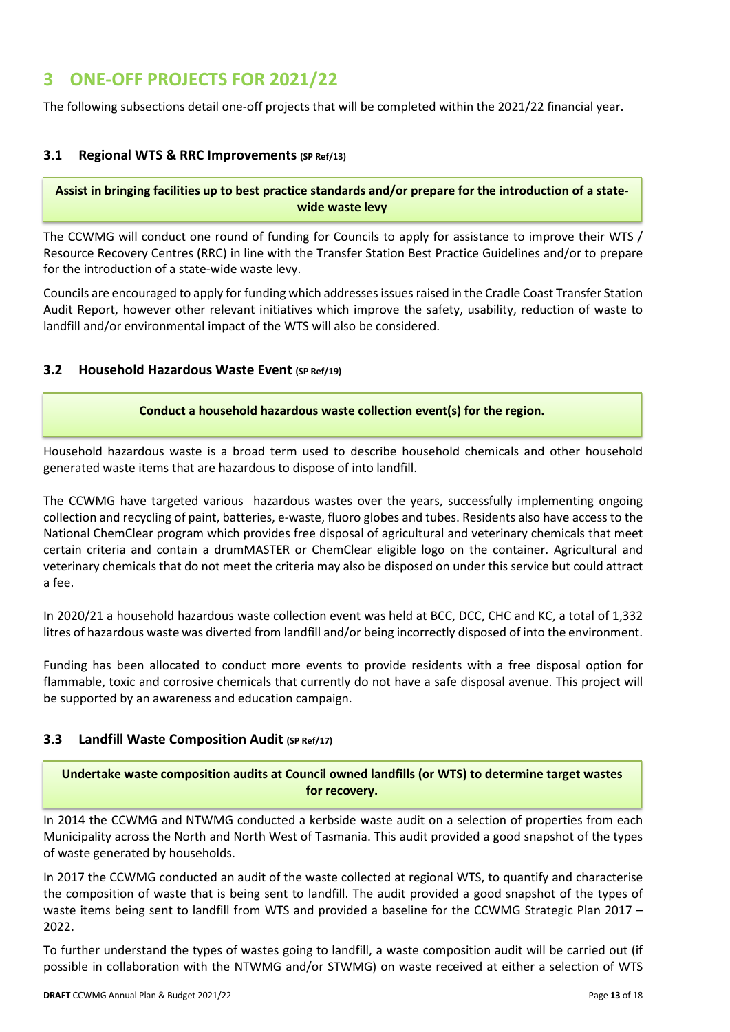# 3 ONE-OFF PROJECTS FOR 2021/22

The following subsections detail one-off projects that will be completed within the 2021/22 financial year.

## 3.1 Regional WTS & RRC Improvements (SP Ref/13)

**Assist in bringing facilities up to best practice standards and/or prepare for the introduction of a state-wide waste levy**

The CCWMG will conduct one round of funding for Councils to apply for assistance to improve their WTS / Resource Recovery Centres (RRC) in line with the Transfer Station Best Practice Guidelines and/or to prepare for the introduction of a state-wide waste levy.

Councils are encouraged to apply for funding which addresses issues raised in the Cradle Coast Transfer Station Audit Report, however other relevant initiatives which improve the safety, usability, reduction of waste to landfill and/or environmental impact of the WTS will also be considered.

## 3.2 Household Hazardous Waste Event (SP Ref/19)

**Conduct a household hazardous waste collection event(s) for the region.**

Household hazardous waste is a broad term used to describe household chemicals and other household generated waste items that are hazardous to dispose of into landfill.

The CCWMG have targeted various hazardous wastes over the years, successfully implementing ongoing collection and recycling of paint, batteries, e-waste, fluoro globes and tubes. Residents also have access to the National ChemClear program which provides free disposal of agricultural and veterinary chemicals that meet certain criteria and contain a drumMASTER or ChemClear eligible logo on the container. Agricultural and veterinary chemicals that do not meet the criteria may also be disposed on under this service but could attract a fee.

In 2020/21 a household hazardous waste collection event was held at BCC, DCC, CHC and KC, a total of 1,332 litres of hazardous waste was diverted from landfill and/or being incorrectly disposed of into the environment.

Funding has been allocated to conduct more events to provide residents with a free disposal option for flammable, toxic and corrosive chemicals that currently do not have a safe disposal avenue. This project will be supported by an awareness and education campaign.

## 3.3 Landfill Waste Composition Audit (SP Ref/17)

**Undertake waste composition audits at Council owned landfills (or WTS) to determine target wastes for recovery.**

In 2014 the CCWMG and NTWMG conducted a kerbside waste audit on a selection of properties from each Municipality across the North and North West of Tasmania. This audit provided a good snapshot of the types of waste generated by households.

In 2017 the CCWMG conducted an audit of the waste collected at regional WTS, to quantify and characterise the composition of waste that is being sent to landfill. The audit provided a good snapshot of the types of waste items being sent to landfill from WTS and provided a baseline for the CCWMG Strategic Plan 2017 – 2022.

To further understand the types of wastes going to landfill, a waste composition audit will be carried out (if possible in collaboration with the NTWMG and/or STWMG) on waste received at either a selection of WTS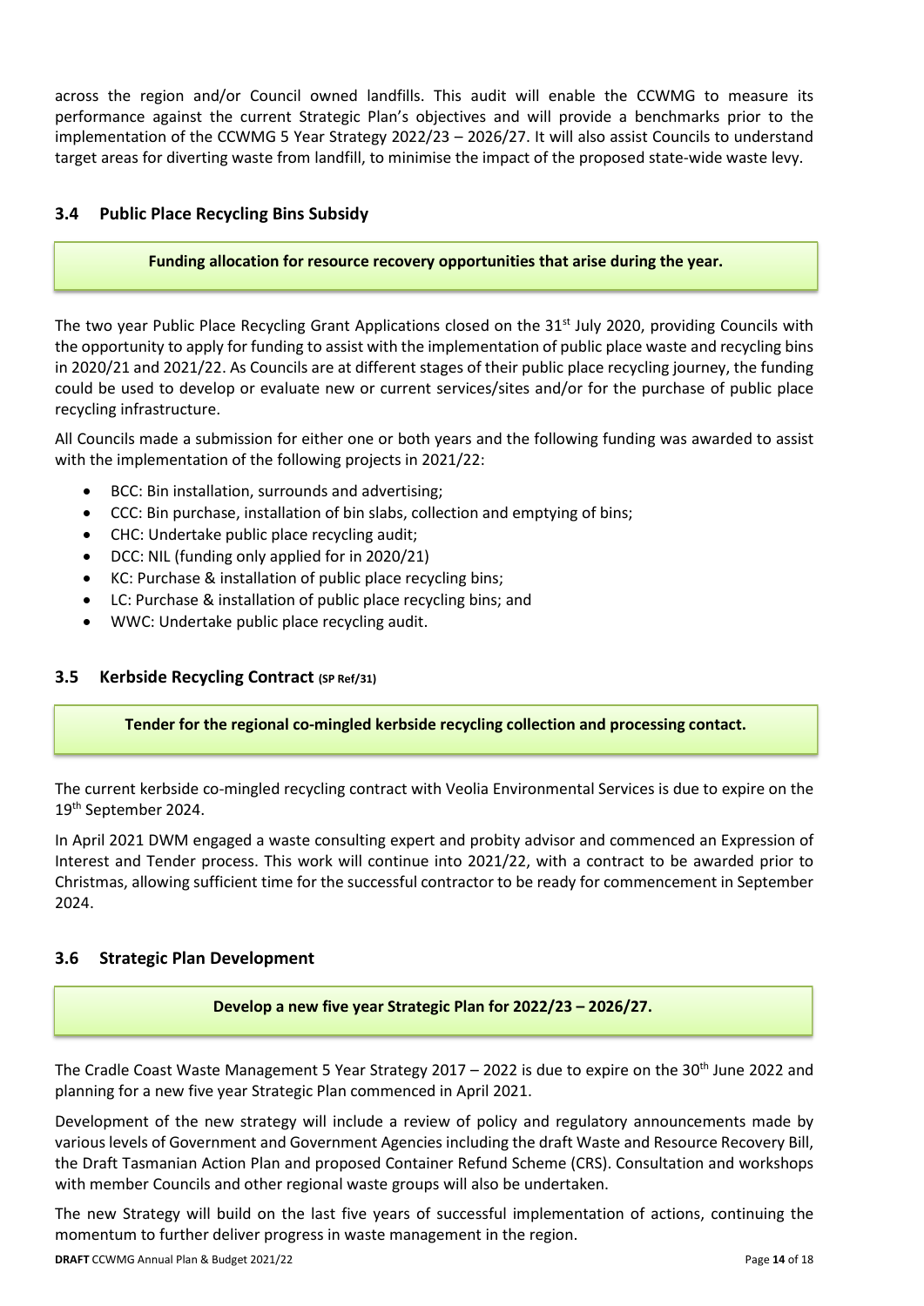across the region and/or Council owned landfills. This audit will enable the CCWMG to measure its performance against the current Strategic Plan's objectives and will provide a benchmarks prior to the implementation of the CCWMG 5 Year Strategy 2022/23 – 2026/27. It will also assist Councils to understand target areas for diverting waste from landfill, to minimise the impact of the proposed state-wide waste levy.

### 3.4 Public Place Recycling Bins Subsidy

**Funding allocation for resource recovery opportunities that arise during the year.**

The two year Public Place Recycling Grant Applications closed on the 31st July 2020, providing Councils with the opportunity to apply for funding to assist with the implementation of public place waste and recycling bins in 2020/21 and 2021/22. As Councils are at different stages of their public place recycling journey, the funding could be used to develop or evaluate new or current services/sites and/or for the purchase of public place recycling infrastructure.

All Councils made a submission for either one or both years and the following funding was awarded to assist with the implementation of the following projects in 2021/22:

- BCC: Bin installation, surrounds and advertising;
- CCC: Bin purchase, installation of bin slabs, collection and emptying of bins;
- CHC: Undertake public place recycling audit;
- DCC: NIL (funding only applied for in 2020/21)
- KC: Purchase & installation of public place recycling bins;
- LC: Purchase & installation of public place recycling bins; and
- WWC: Undertake public place recycling audit.

### 3.5 Kerbside Recycling Contract (SP Ref/31)

**Tender for the regional co-mingled kerbside recycling collection and processing contact.**

The current kerbside co-mingled recycling contract with Veolia Environmental Services is due to expire on the 19th September 2024.

In April 2021 DWM engaged a waste consulting expert and probity advisor and commenced an Expression of Interest and Tender process. This work will continue into 2021/22, with a contract to be awarded prior to Christmas, allowing sufficient time for the successful contractor to be ready for commencement in September 2024.

### 3.6 Strategic Plan Development

**Develop a new five year Strategic Plan for 2022/23 – 2026/27.**

The Cradle Coast Waste Management 5 Year Strategy 2017 – 2022 is due to expire on the 30th June 2022 and planning for a new five year Strategic Plan commenced in April 2021.

Development of the new strategy will include a review of policy and regulatory announcements made by various levels of Government and Government Agencies including the draft Waste and Resource Recovery Bill, the Draft Tasmanian Action Plan and proposed Container Refund Scheme (CRS). Consultation and workshops with member Councils and other regional waste groups will also be undertaken.

The new Strategy will build on the last five years of successful implementation of actions, continuing the momentum to further deliver progress in waste management in the region.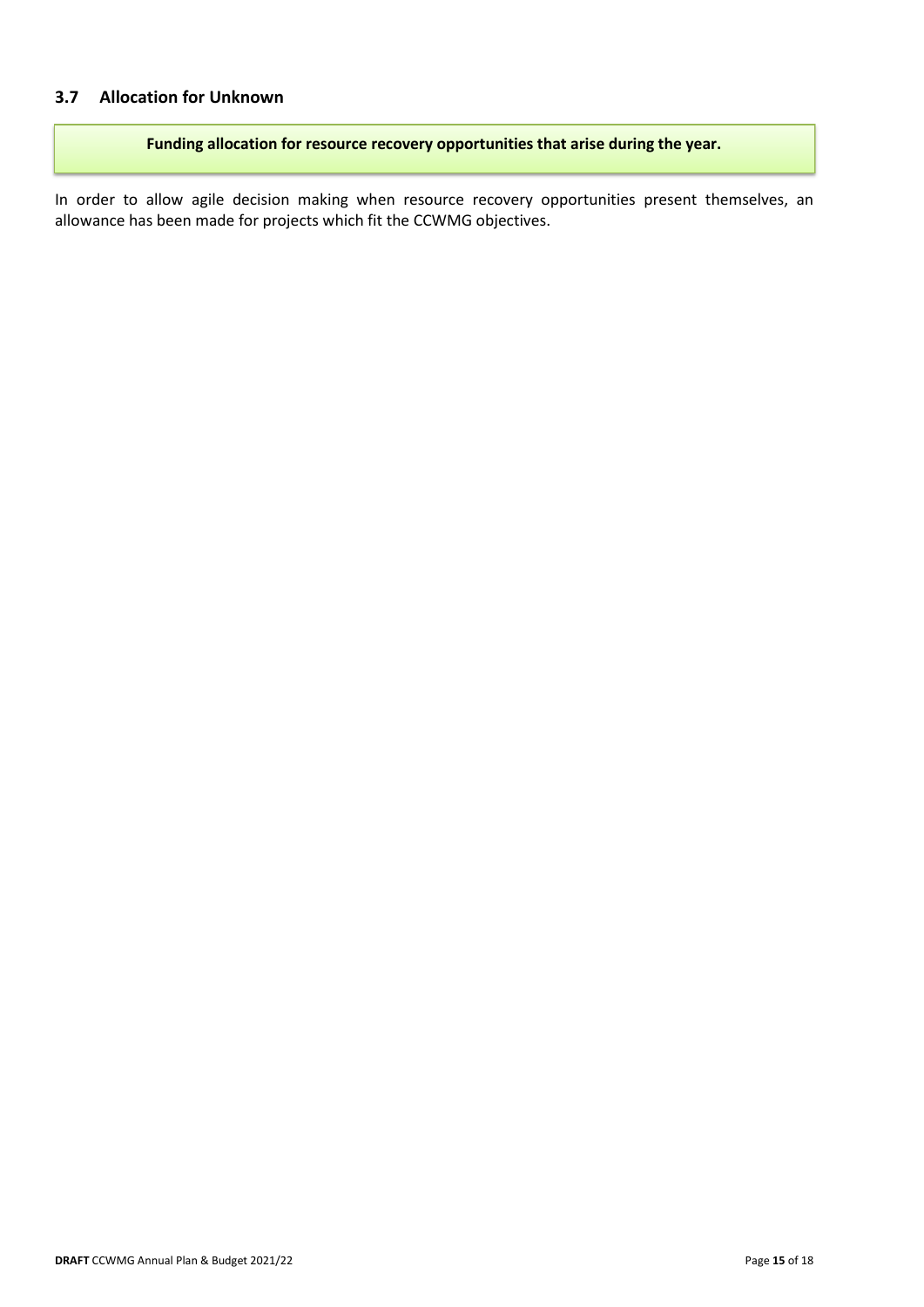### 3.7 Allocation for Unknown

**Funding allocation for resource recovery opportunities that arise during the year.**

In order to allow agile decision making when resource recovery opportunities present themselves, an allowance has been made for projects which fit the CCWMG objectives.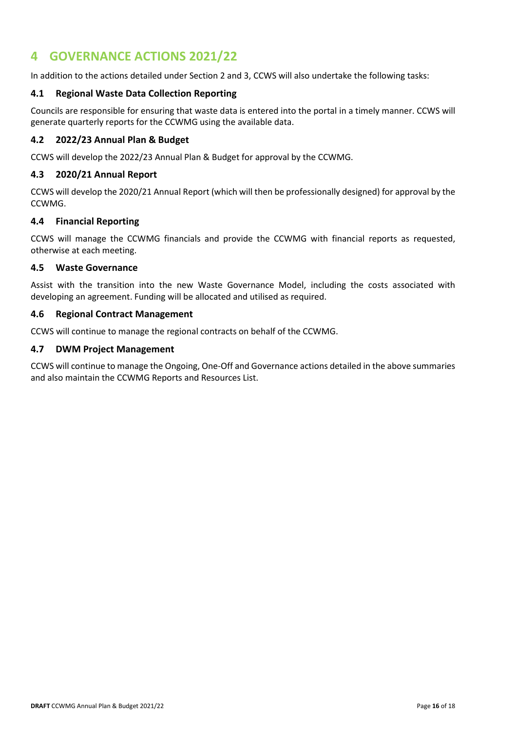# 4 GOVERNANCE ACTIONS 2021/22

In addition to the actions detailed under Section 2 and 3, CCWS will also undertake the following tasks:

## 4.1 Regional Waste Data Collection Reporting

Councils are responsible for ensuring that waste data is entered into the portal in a timely manner. CCWS will generate quarterly reports for the CCWMG using the available data.

## 4.2 2022/23 Annual Plan & Budget

CCWS will develop the 2022/23 Annual Plan & Budget for approval by the CCWMG.

## 4.3 2020/21 Annual Report

CCWS will develop the 2020/21 Annual Report (which will then be professionally designed) for approval by the CCWMG.

## 4.4 Financial Reporting

CCWS will manage the CCWMG financials and provide the CCWMG with financial reports as requested, otherwise at each meeting.

## 4.5 Waste Governance

Assist with the transition into the new Waste Governance Model, including the costs associated with developing an agreement. Funding will be allocated and utilised as required.

## 4.6 Regional Contract Management

CCWS will continue to manage the regional contracts on behalf of the CCWMG.

## 4.7 DWM Project Management

CCWS will continue to manage the Ongoing, One-Off and Governance actions detailed in the above summaries and also maintain the CCWMG Reports and Resources List.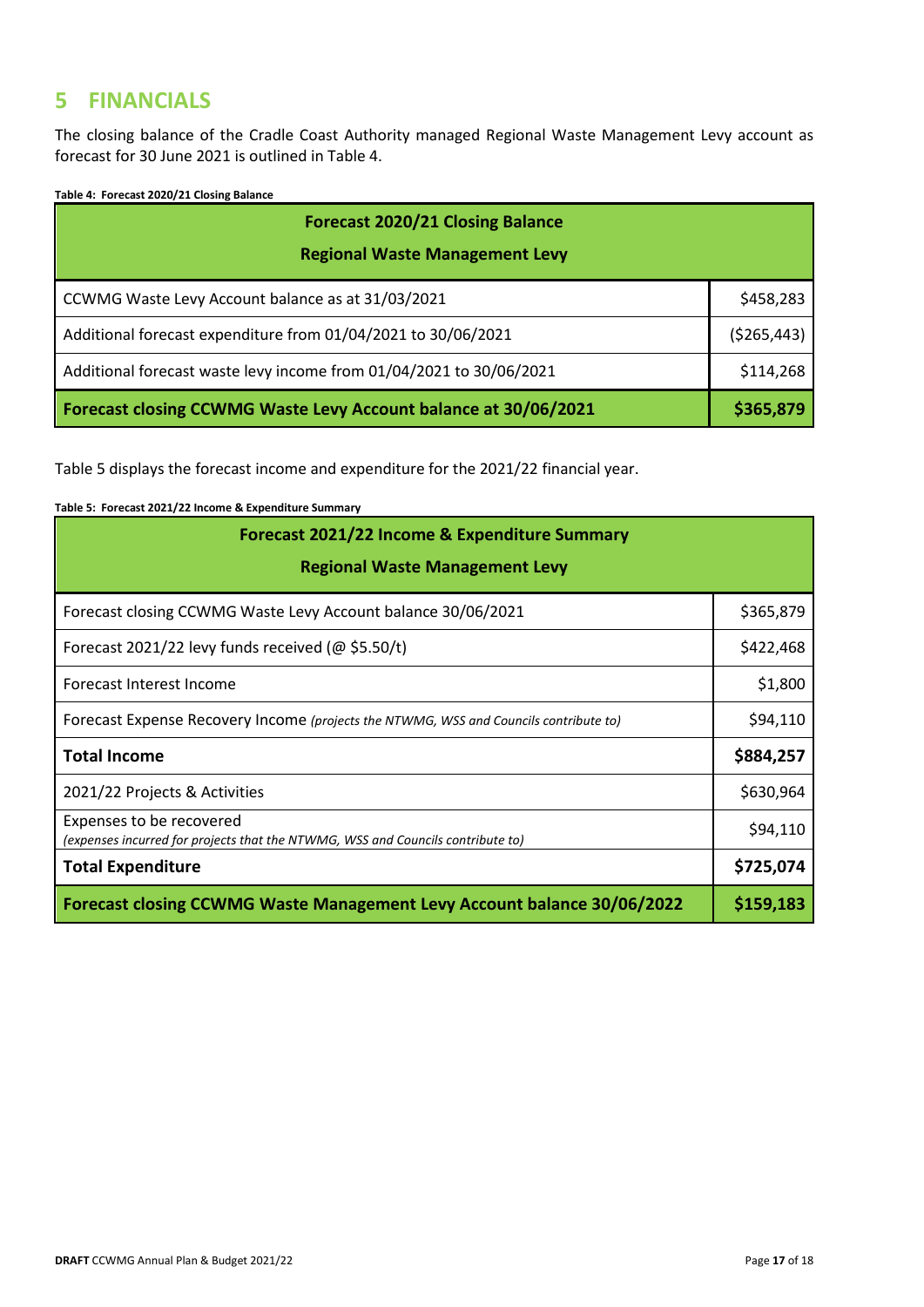# 5 FINANCIALS

The closing balance of the Cradle Coast Authority managed Regional Waste Management Levy account as forecast for 30 June 2021 is outlined in Table 4.

**Table 4: Forecast 2020/21 Closing Balance**

| Forecast 2020/21 Closing Balance<br>Regional Waste Management Levy | |
|---|---|
| CCWMG Waste Levy Account balance as at 31/03/2021 | $458,283 |
| Additional forecast expenditure from 01/04/2021 to 30/06/2021 | ($265,443) |
| Additional forecast waste levy income from 01/04/2021 to 30/06/2021 | $114,268 |
| **Forecast closing CCWMG Waste Levy Account balance at 30/06/2021** | **$365,879** |

Table 5 displays the forecast income and expenditure for the 2021/22 financial year.

**Table 5: Forecast 2021/22 Income & Expenditure Summary**

| Forecast 2021/22 Income & Expenditure Summary<br>Regional Waste Management Levy | |
|---|---|
| Forecast closing CCWMG Waste Levy Account balance 30/06/2021 | $365,879 |
| Forecast 2021/22 levy funds received (@ $5.50/t) | $422,468 |
| Forecast Interest Income | $1,800 |
| Forecast Expense Recovery Income *(projects the NTWMG, WSS and Councils contribute to)* | $94,110 |
| **Total Income** | **$884,257** |
| 2021/22 Projects & Activities | $630,964 |
| Expenses to be recovered<br>*(expenses incurred for projects that the NTWMG, WSS and Councils contribute to)* | $94,110 |
| **Total Expenditure** | **$725,074** |
| **Forecast closing CCWMG Waste Management Levy Account balance 30/06/2022** | **$159,183** |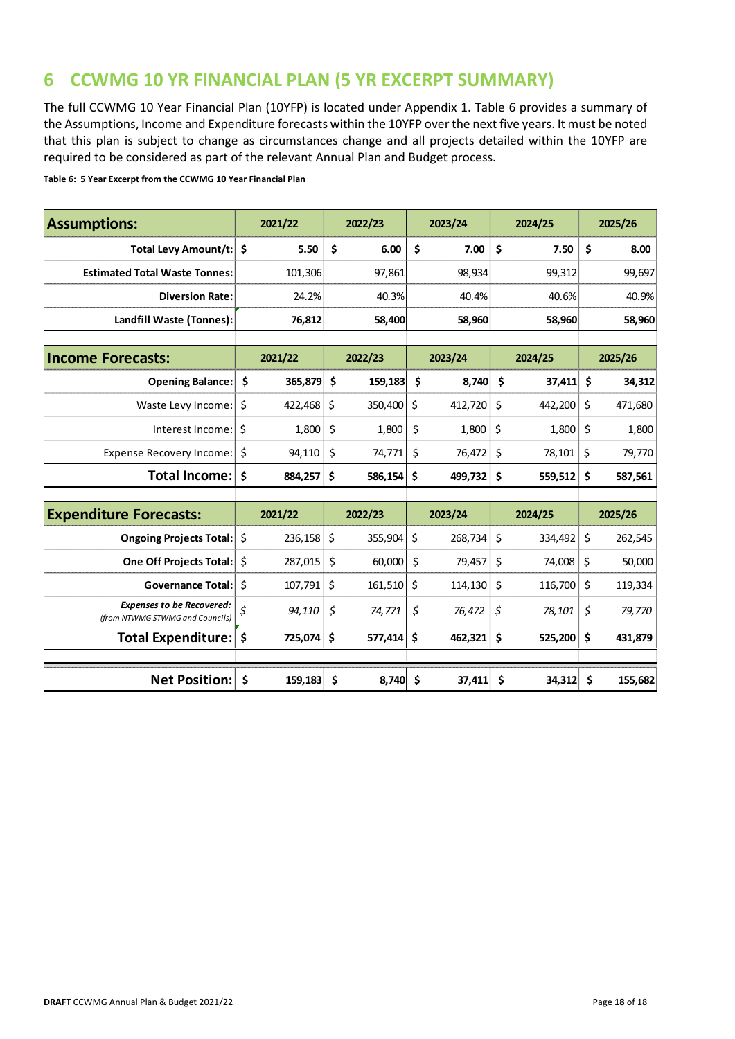# 6 CCWMG 10 YR FINANCIAL PLAN (5 YR EXCERPT SUMMARY)

The full CCWMG 10 Year Financial Plan (10YFP) is located under Appendix 1. Table 6 provides a summary of the Assumptions, Income and Expenditure forecasts within the 10YFP over the next five years. It must be noted that this plan is subject to change as circumstances change and all projects detailed within the 10YFP are required to be considered as part of the relevant Annual Plan and Budget process.

**Table 6: 5 Year Excerpt from the CCWMG 10 Year Financial Plan**

| **Assumptions:** | 2021/22 | 2022/23 | 2023/24 | 2024/25 | 2025/26 |
|---|---|---|---|---|---|
| **Total Levy Amount/t:** | **$ 5.50** | **$ 6.00** | **$ 7.00** | **$ 7.50** | **$ 8.00** |
| **Estimated Total Waste Tonnes:** | 101,306 | 97,861 | 98,934 | 99,312 | 99,697 |
| **Diversion Rate:** | 24.2% | 40.3% | 40.4% | 40.6% | 40.9% |
| **Landfill Waste (Tonnes):** | **76,812** | **58,400** | **58,960** | **58,960** | **58,960** |
| **Income Forecasts:** | **2021/22** | **2022/23** | **2023/24** | **2024/25** | **2025/26** |
| **Opening Balance:** | **$ 365,879** | **$ 159,183** | **$ 8,740** | **$ 37,411** | **$ 34,312** |
| Waste Levy Income: | $ 422,468 | $ 350,400 | $ 412,720 | $ 442,200 | $ 471,680 |
| Interest Income: | $ 1,800 | $ 1,800 | $ 1,800 | $ 1,800 | $ 1,800 |
| Expense Recovery Income: | $ 94,110 | $ 74,771 | $ 76,472 | $ 78,101 | $ 79,770 |
| **Total Income:** | **$ 884,257** | **$ 586,154** | **$ 499,732** | **$ 559,512** | **$ 587,561** |
| **Expenditure Forecasts:** | **2021/22** | **2022/23** | **2023/24** | **2024/25** | **2025/26** |
| **Ongoing Projects Total:** | $ 236,158 | $ 355,904 | $ 268,734 | $ 334,492 | $ 262,545 |
| **One Off Projects Total:** | $ 287,015 | $ 60,000 | $ 79,457 | $ 74,008 | $ 50,000 |
| **Governance Total:** | $ 107,791 | $ 161,510 | $ 114,130 | $ 116,700 | $ 119,334 |
| ***Expenses to be Recovered:*** *(from NTWMG STWMG and Councils)* | *$ 94,110* | *$ 74,771* | *$ 76,472* | *$ 78,101* | *$ 79,770* |
| **Total Expenditure:** | **$ 725,074** | **$ 577,414** | **$ 462,321** | **$ 525,200** | **$ 431,879** |
| **Net Position:** | **$ 159,183** | **$ 8,740** | **$ 37,411** | **$ 34,312** | **$ 155,682** |